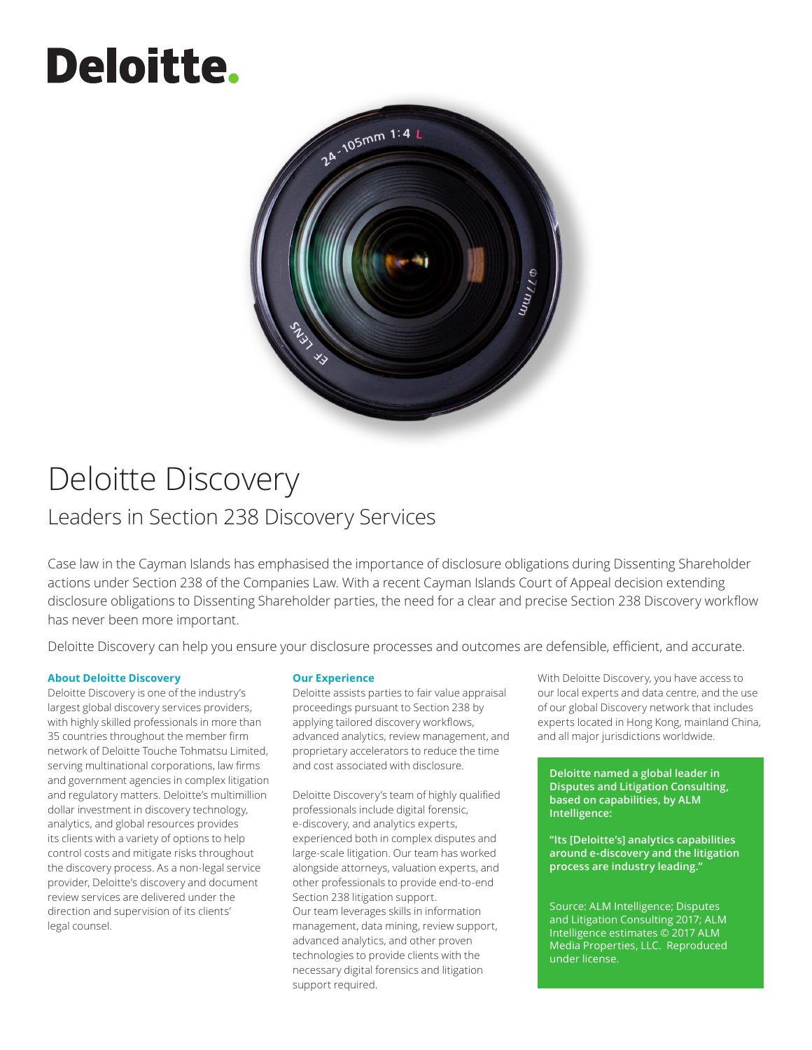# Deloitte.

# Deloitte Discovery

## Leaders in Section 238 Discovery Services

Case law in the Cayman Islands has emphasised the importance of disclosure obligations during Dissenting Shareholder actions under Section 238 of the Companies Law. With a recent Cayman Islands Court of Appeal decision extending disclosure obligations to Dissenting Shareholder parties, the need for a clear and precise Section 238 Discovery workflow has never been more important.

Deloitte Discovery can help you ensure your disclosure processes and outcomes are defensible, efficient, and accurate.

### About Deloitte Discovery

Deloitte Discovery is one of the industry's largest global discovery services providers, with highly skilled professionals in more than 35 countries throughout the member firm network of Deloitte Touche Tohmatsu Limited, serving multinational corporations, law firms and government agencies in complex litigation and regulatory matters. Deloitte's multimillion dollar investment in discovery technology, analytics, and global resources provides its clients with a variety of options to help control costs and mitigate risks throughout the discovery process. As a non-legal service provider, Deloitte's discovery and document review services are delivered under the direction and supervision of its clients' legal counsel.

### Our Experience

Deloitte assists parties to fair value appraisal proceedings pursuant to Section 238 by applying tailored discovery workflows, advanced analytics, review management, and proprietary accelerators to reduce the time and cost associated with disclosure.

Deloitte Discovery's team of highly qualified professionals include digital forensic, e-discovery, and analytics experts, experienced both in complex disputes and large-scale litigation. Our team has worked alongside attorneys, valuation experts, and other professionals to provide end-to-end Section 238 litigation support.
Our team leverages skills in information management, data mining, review support, advanced analytics, and other proven technologies to provide clients with the necessary digital forensics and litigation support required.

With Deloitte Discovery, you have access to our local experts and data centre, and the use of our global Discovery network that includes experts located in Hong Kong, mainland China, and all major jurisdictions worldwide.

**Deloitte named a global leader in Disputes and Litigation Consulting, based on capabilities, by ALM Intelligence:**

**"Its [Deloitte's] analytics capabilities around e-discovery and the litigation process are industry leading."**

Source: ALM Intelligence; Disputes and Litigation Consulting 2017; ALM Intelligence estimates © 2017 ALM Media Properties, LLC. Reproduced under license.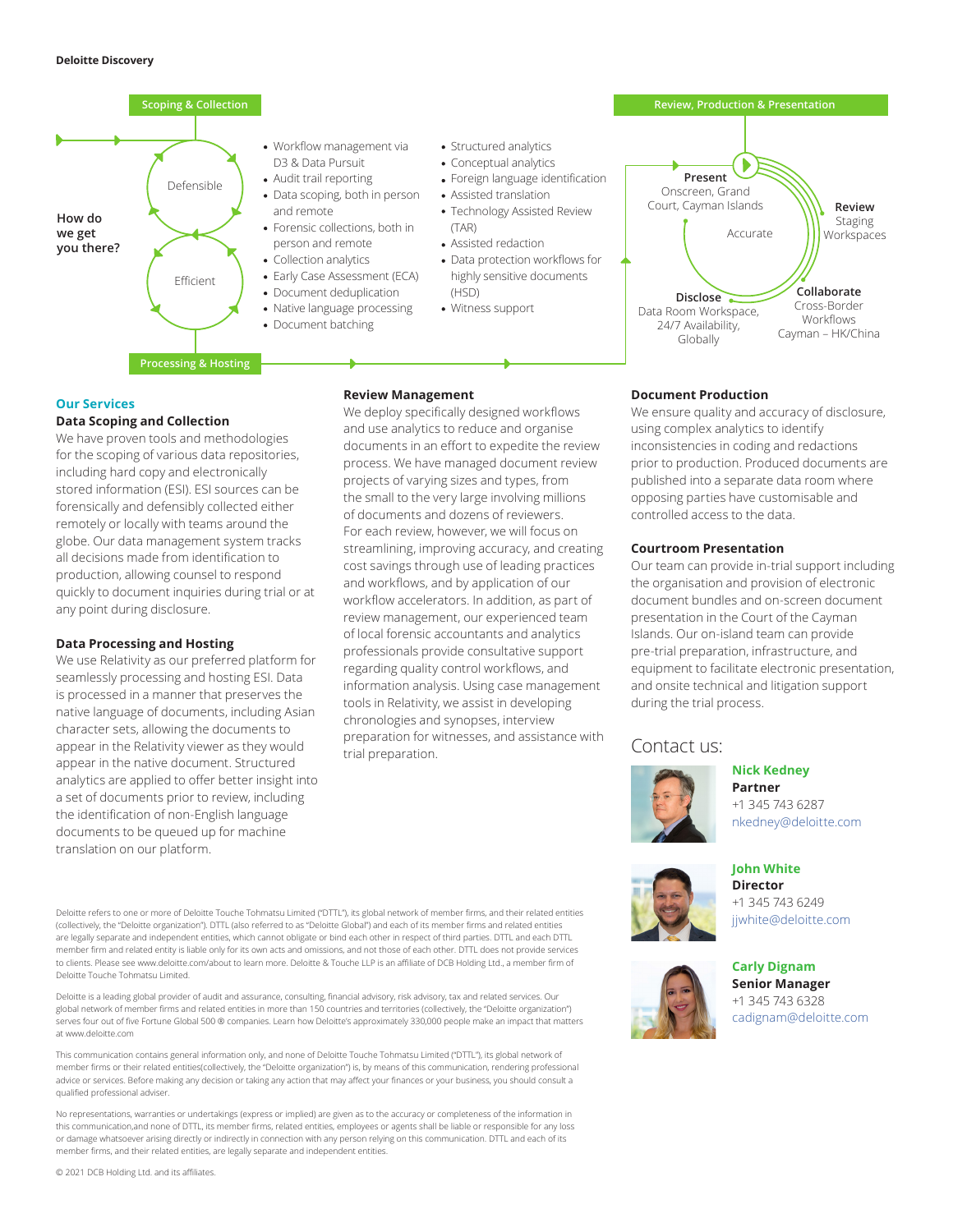Deloitte Discovery

Scoping & Collection

How do we get you there?

Defensible

Efficient

Processing & Hosting

- Workflow management via D3 & Data Pursuit
- Audit trail reporting
- Data scoping, both in person and remote
- Forensic collections, both in person and remote
- Collection analytics
- Early Case Assessment (ECA)
- Document deduplication
- Native language processing
- Document batching

- Structured analytics
- Conceptual analytics
- Foreign language identification
- Assisted translation
- Technology Assisted Review (TAR)
- Assisted redaction
- Data protection workflows for highly sensitive documents (HSD)
- Witness support

Review, Production & Presentation

**Present**
Onscreen, Grand Court, Cayman Islands

Accurate

**Review**
Staging Workspaces

**Disclose**
Data Room Workspace, 24/7 Availability, Globally

**Collaborate**
Cross-Border Workflows
Cayman – HK/China

## Our Services

### Data Scoping and Collection

We have proven tools and methodologies for the scoping of various data repositories, including hard copy and electronically stored information (ESI). ESI sources can be forensically and defensibly collected either remotely or locally with teams around the globe. Our data management system tracks all decisions made from identification to production, allowing counsel to respond quickly to document inquiries during trial or at any point during disclosure.

### Data Processing and Hosting

We use Relativity as our preferred platform for seamlessly processing and hosting ESI. Data is processed in a manner that preserves the native language of documents, including Asian character sets, allowing the documents to appear in the Relativity viewer as they would appear in the native document. Structured analytics are applied to offer better insight into a set of documents prior to review, including the identification of non-English language documents to be queued up for machine translation on our platform.

### Review Management

We deploy specifically designed workflows and use analytics to reduce and organise documents in an effort to expedite the review process. We have managed document review projects of varying sizes and types, from the small to the very large involving millions of documents and dozens of reviewers. For each review, however, we will focus on streamlining, improving accuracy, and creating cost savings through use of leading practices and workflows, and by application of our workflow accelerators. In addition, as part of review management, our experienced team of local forensic accountants and analytics professionals provide consultative support regarding quality control workflows, and information analysis. Using case management tools in Relativity, we assist in developing chronologies and synopses, interview preparation for witnesses, and assistance with trial preparation.

### Document Production

We ensure quality and accuracy of disclosure, using complex analytics to identify inconsistencies in coding and redactions prior to production. Produced documents are published into a separate data room where opposing parties have customisable and controlled access to the data.

### Courtroom Presentation

Our team can provide in-trial support including the organisation and provision of electronic document bundles and on-screen document presentation in the Court of the Cayman Islands. Our on-island team can provide pre-trial preparation, infrastructure, and equipment to facilitate electronic presentation, and onsite technical and litigation support during the trial process.

## Contact us:

**Nick Kedney**
**Partner**
+1 345 743 6287
nkedney@deloitte.com

**John White**
**Director**
+1 345 743 6249
jjwhite@deloitte.com

**Carly Dignam**
**Senior Manager**
+1 345 743 6328
cadignam@deloitte.com

Deloitte refers to one or more of Deloitte Touche Tohmatsu Limited ("DTTL"), its global network of member firms, and their related entities (collectively, the "Deloitte organization"). DTTL (also referred to as "Deloitte Global") and each of its member firms and related entities are legally separate and independent entities, which cannot obligate or bind each other in respect of third parties. DTTL and each DTTL member firm and related entity is liable only for its own acts and omissions, and not those of each other. DTTL does not provide services to clients. Please see www.deloitte.com/about to learn more. Deloitte & Touche LLP is an affiliate of DCB Holding Ltd., a member firm of Deloitte Touche Tohmatsu Limited.

Deloitte is a leading global provider of audit and assurance, consulting, financial advisory, risk advisory, tax and related services. Our global network of member firms and related entities in more than 150 countries and territories (collectively, the "Deloitte organization") serves four out of five Fortune Global 500 ® companies. Learn how Deloitte's approximately 330,000 people make an impact that matters at www.deloitte.com

This communication contains general information only, and none of Deloitte Touche Tohmatsu Limited ("DTTL"), its global network of member firms or their related entities(collectively, the "Deloitte organization") is, by means of this communication, rendering professional advice or services. Before making any decision or taking any action that may affect your finances or your business, you should consult a qualified professional adviser.

No representations, warranties or undertakings (express or implied) are given as to the accuracy or completeness of the information in this communication,and none of DTTL, its member firms, related entities, employees or agents shall be liable or responsible for any loss or damage whatsoever arising directly or indirectly in connection with any person relying on this communication. DTTL and each of its member firms, and their related entities, are legally separate and independent entities.

© 2021 DCB Holding Ltd. and its affiliates.